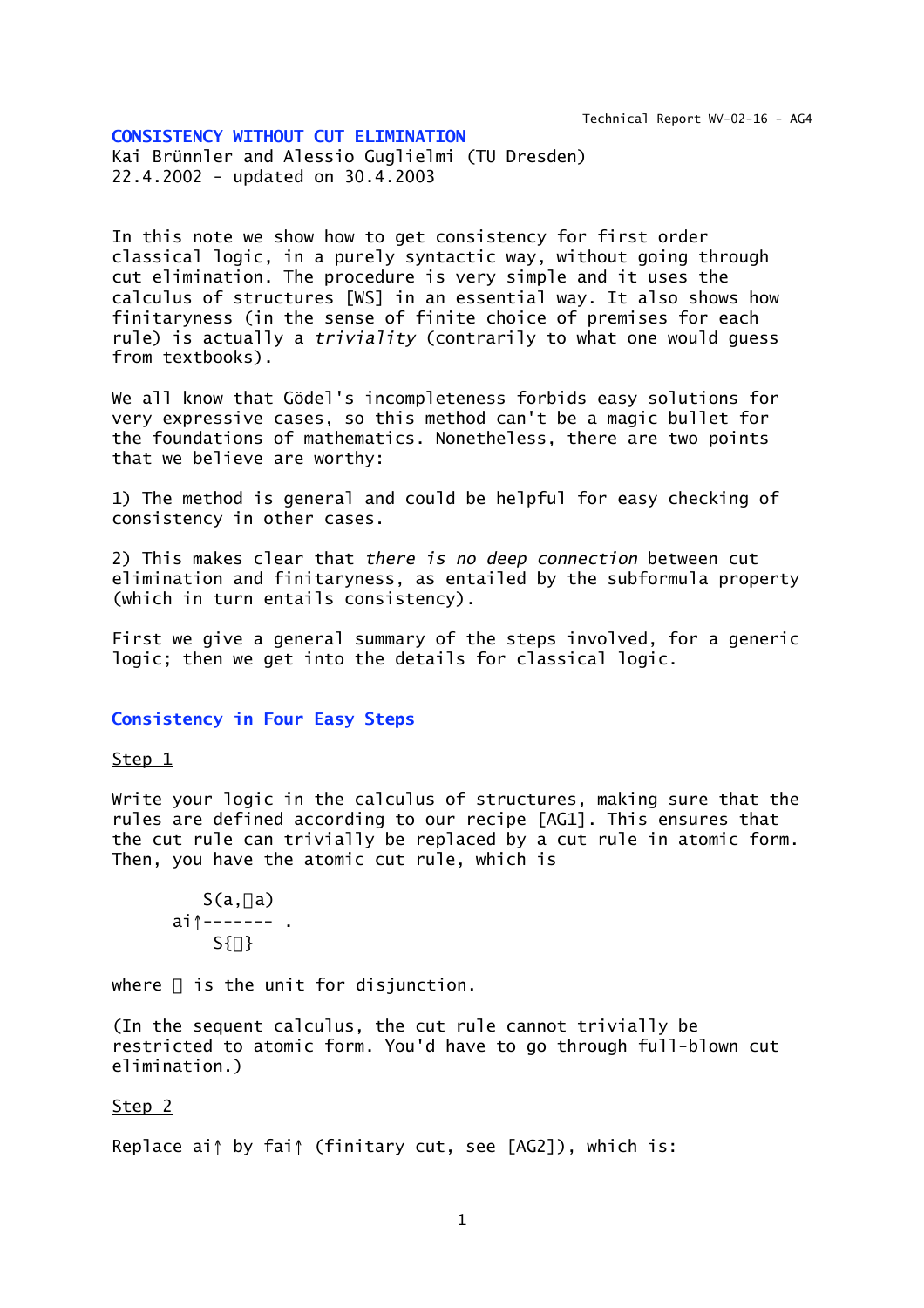Technical Report WV-02-16 - AG4

# CONSISTENCY WITHOUT CUT ELIMINATION

Kai Brünnler and Alessio Guglielmi (TU Dresden)
22.4.2002 - updated on 30.4.2003

In this note we show how to get consistency for first order classical logic, in a purely syntactic way, without going through cut elimination. The procedure is very simple and it uses the calculus of structures [WS] in an essential way. It also shows how finitaryness (in the sense of finite choice of premises for each rule) is actually a *triviality* (contrarily to what one would guess from textbooks).

We all know that Gödel's incompleteness forbids easy solutions for very expressive cases, so this method can't be a magic bullet for the foundations of mathematics. Nonetheless, there are two points that we believe are worthy:

1) The method is general and could be helpful for easy checking of consistency in other cases.

2) This makes clear that *there is no deep connection* between cut elimination and finitaryness, as entailed by the subformula property (which in turn entails consistency).

First we give a general summary of the steps involved, for a generic logic; then we get into the details for classical logic.

## Consistency in Four Easy Steps

### Step 1

Write your logic in the calculus of structures, making sure that the rules are defined according to our recipe [AG1]. This ensures that the cut rule can trivially be replaced by a cut rule in atomic form. Then, you have the atomic cut rule, which is

$$\mathsf{ai}\!\uparrow \frac{S(a,\bar{a})}{S\{\mathsf{f}\}} .$$

where $\mathsf{f}$ is the unit for disjunction.

(In the sequent calculus, the cut rule cannot trivially be restricted to atomic form. You'd have to go through full-blown cut elimination.)

### Step 2

Replace ai↑ by fai↑ (finitary cut, see [AG2]), which is: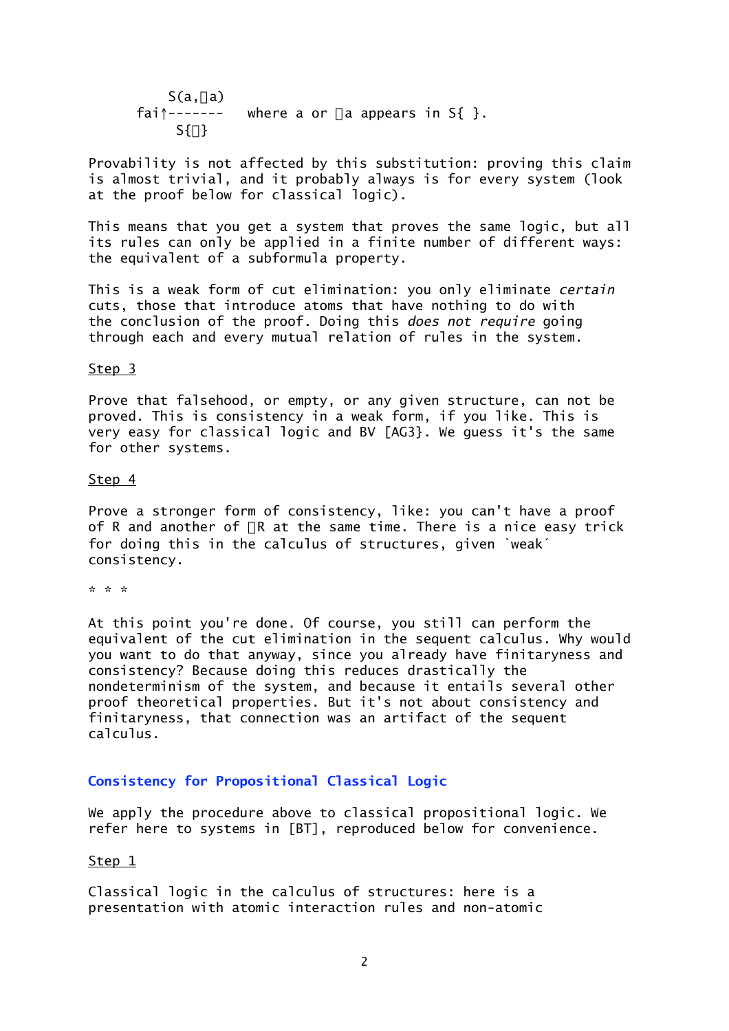$$\text{fai}\uparrow \frac{S(a,\bar{a})}{S\{\bot\}} \quad \text{where } a \text{ or } \bar{a} \text{ appears in } S\{\ \}.$$

Provability is not affected by this substitution: proving this claim is almost trivial, and it probably always is for every system (look at the proof below for classical logic).

This means that you get a system that proves the same logic, but all its rules can only be applied in a finite number of different ways: the equivalent of a subformula property.

This is a weak form of cut elimination: you only eliminate *certain* cuts, those that introduce atoms that have nothing to do with the conclusion of the proof. Doing this *does not require* going through each and every mutual relation of rules in the system.

Step 3

Prove that falsehood, or empty, or any given structure, can not be proved. This is consistency in a weak form, if you like. This is very easy for classical logic and BV [AG3}. We guess it's the same for other systems.

Step 4

Prove a stronger form of consistency, like: you can't have a proof of R and another of $\bar{R}$ at the same time. There is a nice easy trick for doing this in the calculus of structures, given `weak´ consistency.

\* \* \*

At this point you're done. Of course, you still can perform the equivalent of the cut elimination in the sequent calculus. Why would you want to do that anyway, since you already have finitaryness and consistency? Because doing this reduces drastically the nondeterminism of the system, and because it entails several other proof theoretical properties. But it's not about consistency and finitaryness, that connection was an artifact of the sequent calculus.

## Consistency for Propositional Classical Logic

We apply the procedure above to classical propositional logic. We refer here to systems in [BT], reproduced below for convenience.

Step 1

Classical logic in the calculus of structures: here is a presentation with atomic interaction rules and non-atomic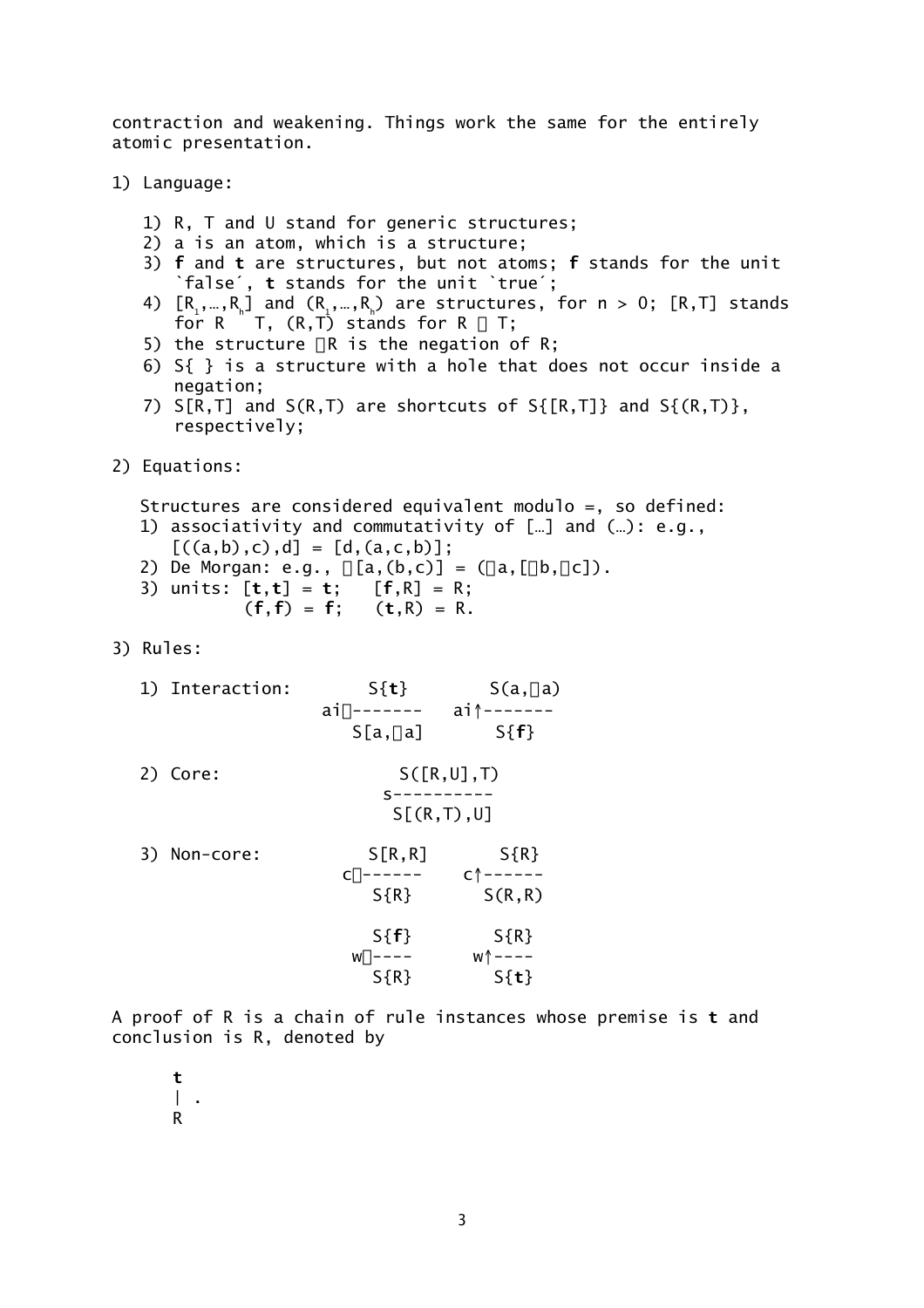contraction and weakening. Things work the same for the entirely atomic presentation.

1) Language:

   1) R, T and U stand for generic structures;
   2) a is an atom, which is a structure;
   3) **f** and **t** are structures, but not atoms; **f** stands for the unit `false´, **t** stands for the unit `true´;
   4) $[R_1,\ldots,R_h]$ and $(R_1,\ldots,R_h)$ are structures, for n > 0; [R,T] stands for $R \vee T$, (R,T) stands for $R \wedge T$;
   5) the structure $\neg R$ is the negation of R;
   6) S{ } is a structure with a hole that does not occur inside a negation;
   7) S[R,T] and S(R,T) are shortcuts of S{[R,T]} and S{(R,T)}, respectively;

2) Equations:

   Structures are considered equivalent modulo =, so defined:

   1) associativity and commutativity of […] and (…): e.g., [((a,b),c),d] = [d,(a,c,b)];
   2) De Morgan: e.g., $\neg[a,(b,c)] = (\neg a,[\neg b,\neg c])$.
   3) units: [**t**,**t**] = **t**; [**f**,R] = R;
      (**f**,**f**) = **f**; (**t**,R) = R.

3) Rules:

   1) Interaction:

$$\text{ai}\downarrow\frac{S\{\mathbf{t}\}}{S[a,\neg a]} \qquad \text{ai}\uparrow\frac{S(a,\neg a)}{S\{\mathbf{f}\}}$$

   2) Core:

$$\text{s}\frac{S([R,U],T)}{S[(R,T),U]}$$

   3) Non-core:

$$\text{c}\downarrow\frac{S[R,R]}{S\{R\}} \qquad \text{c}\uparrow\frac{S\{R\}}{S(R,R)}$$

$$\text{w}\downarrow\frac{S\{\mathbf{f}\}}{S\{R\}} \qquad \text{w}\uparrow\frac{S\{R\}}{S\{\mathbf{t}\}}$$

A proof of R is a chain of rule instances whose premise is **t** and conclusion is R, denoted by

```
t
| .
R
```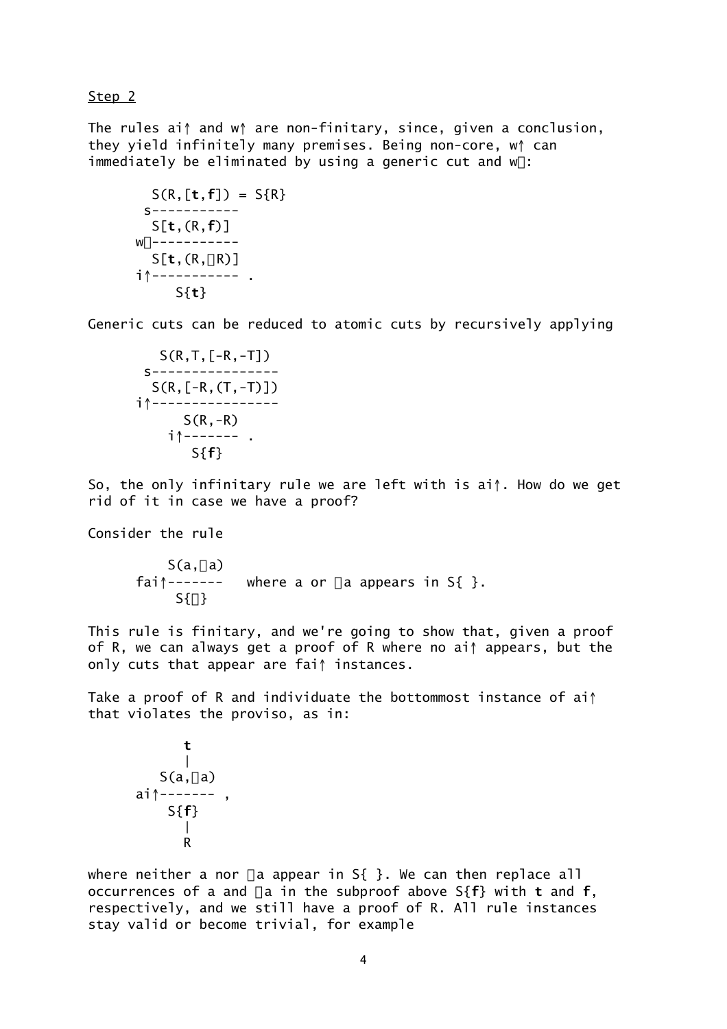Step 2

The rules ai↑ and w↑ are non-finitary, since, given a conclusion, they yield infinitely many premises. Being non-core, w↑ can immediately be eliminated by using a generic cut and w↓:

```
        S(R,[t,f]) = S{R}
       s-----------
        S[t,(R,f)]
      w↓-----------
        S[t,(R,-R)]
      i↑----------- .
           S{t}
```

Generic cuts can be reduced to atomic cuts by recursively applying

```
         S(R,T,[-R,-T])
       s----------------
        S(R,[-R,(T,-T)])
      i↑----------------
            S(R,-R)
         i↑------- .
              S{f}
```

So, the only infinitary rule we are left with is ai↑. How do we get rid of it in case we have a proof?

Consider the rule

```
          S(a,-a)
      fai↑-------   where a or -a appears in S{ }.
           S{f}
```

This rule is finitary, and we're going to show that, given a proof of R, we can always get a proof of R where no ai↑ appears, but the only cuts that appear are fai↑ instances.

Take a proof of R and individuate the bottommost instance of ai↑ that violates the proviso, as in:

```
            t
            |
         S(a,-a)
      ai↑------- ,
           S{f}
            |
            R
```

where neither a nor -a appear in S{ }. We can then replace all occurrences of a and -a in the subproof above S{f} with **t** and **f**, respectively, and we still have a proof of R. All rule instances stay valid or become trivial, for example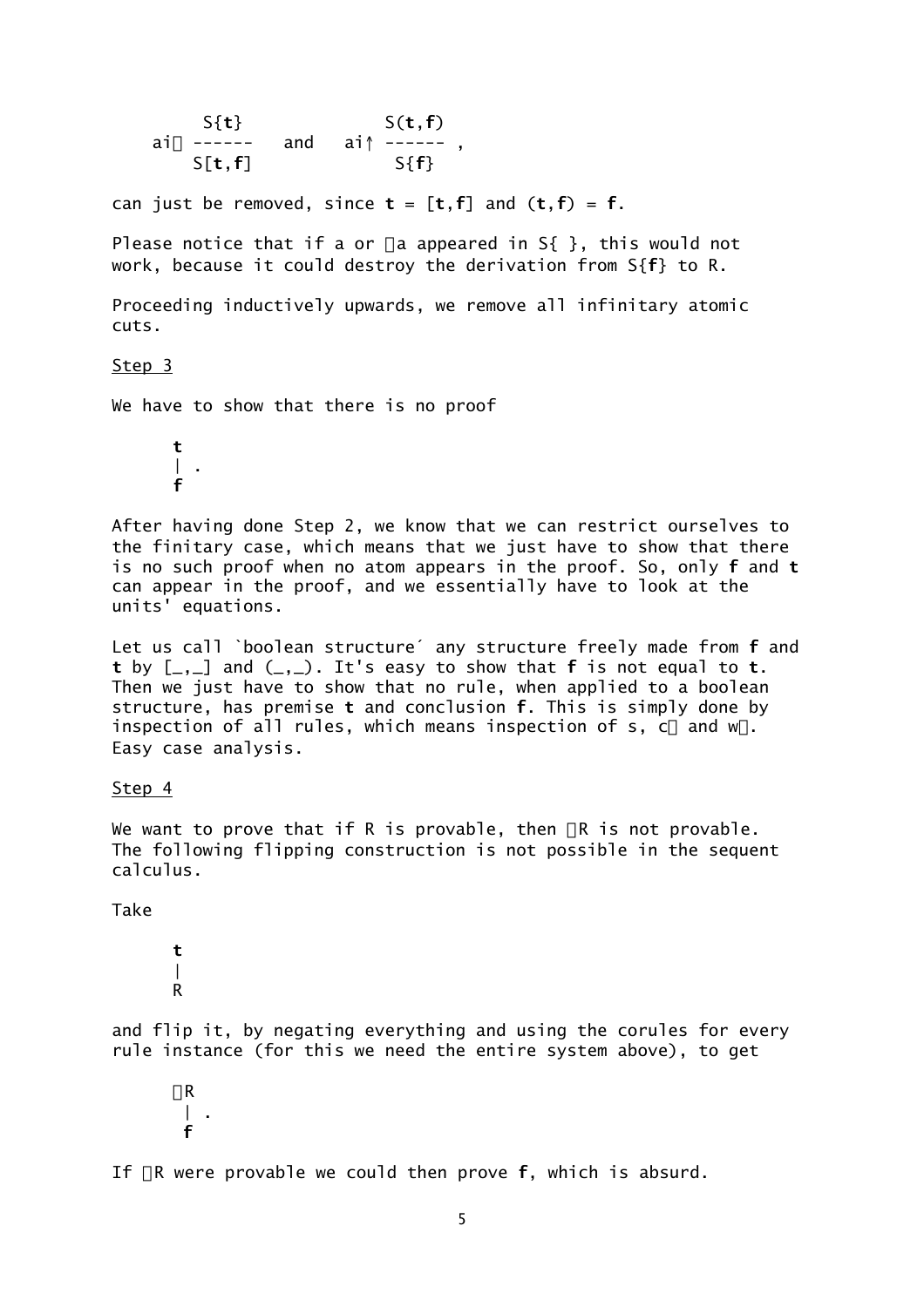$$\text{ai}\downarrow \frac{S\{\mathbf{t}\}}{S[\mathbf{t},\mathbf{f}]} \quad \text{and} \quad \text{ai}\uparrow \frac{S(\mathbf{t},\mathbf{f})}{S\{\mathbf{f}\}} ,$$

can just be removed, since $\mathbf{t} = [\mathbf{t},\mathbf{f}]$ and $(\mathbf{t},\mathbf{f}) = \mathbf{f}$.

Please notice that if a or $\bar{a}$ appeared in S{ }, this would not work, because it could destroy the derivation from S{**f**} to R.

Proceeding inductively upwards, we remove all infinitary atomic cuts.

Step 3

We have to show that there is no proof

$$\begin{array}{c}\mathbf{t}\\ \| \\ \mathbf{f}\end{array} .$$

After having done Step 2, we know that we can restrict ourselves to the finitary case, which means that we just have to show that there is no such proof when no atom appears in the proof. So, only **f** and **t** can appear in the proof, and we essentially have to look at the units' equations.

Let us call `boolean structure´ any structure freely made from **f** and **t** by [_,_] and (_,_). It's easy to show that **f** is not equal to **t**. Then we just have to show that no rule, when applied to a boolean structure, has premise **t** and conclusion **f**. This is simply done by inspection of all rules, which means inspection of s, c$\downarrow$ and w$\downarrow$. Easy case analysis.

Step 4

We want to prove that if R is provable, then $\bar{R}$ is not provable. The following flipping construction is not possible in the sequent calculus.

Take

$$\begin{array}{c}\mathbf{t}\\ \| \\ R\end{array}$$

and flip it, by negating everything and using the corules for every rule instance (for this we need the entire system above), to get

$$\begin{array}{c}\bar{R}\\ \| \\ \mathbf{f}\end{array} .$$

If $\bar{R}$ were provable we could then prove **f**, which is absurd.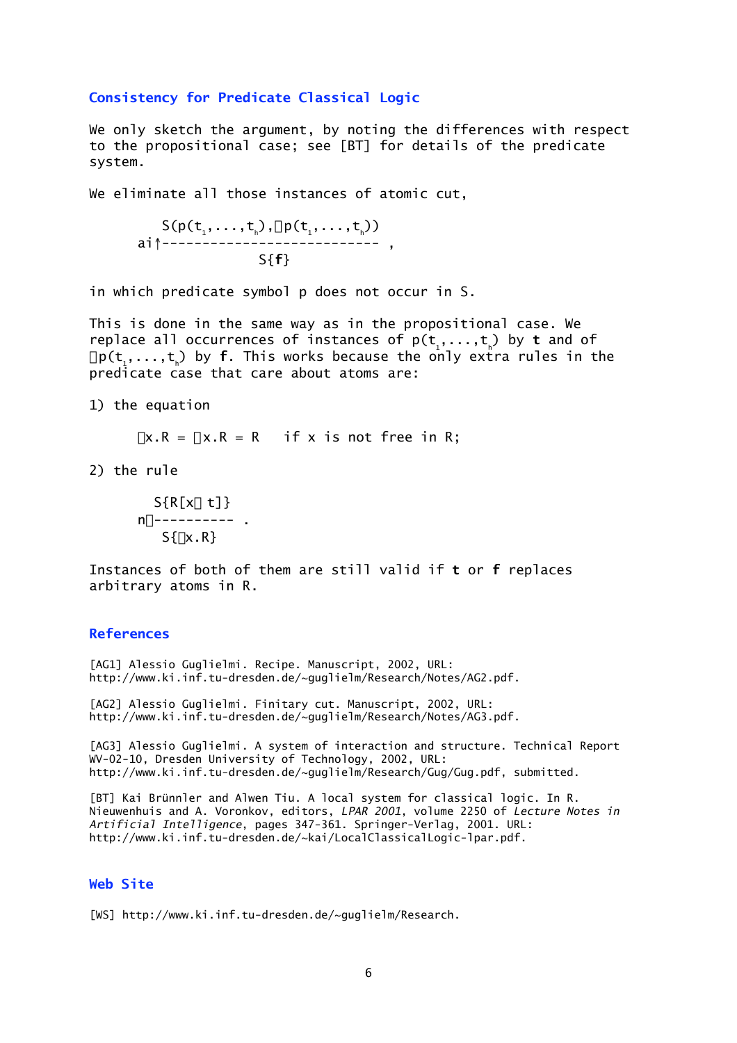## Consistency for Predicate Classical Logic

We only sketch the argument, by noting the differences with respect to the predicate case; see [BT] for details of the predicate system.

We eliminate all those instances of atomic cut,

$$\text{ai}\uparrow \frac{S(p(t_1,\ldots,t_h),\bar{p}(t_1,\ldots,t_h))}{S\{\mathbf{f}\}} ,$$

in which predicate symbol p does not occur in S.

This is done in the same way as in the propositional case. We replace all occurrences of instances of $p(t_1,\ldots,t_h)$ by **t** and of $\bar{p}(t_1,\ldots,t_h)$ by **f**. This works because the only extra rules in the predicate case that care about atoms are:

1) the equation

$$\forall x.R = \exists x.R = R \quad \text{if } x \text{ is not free in } R;$$

2) the rule

$$\text{n}\downarrow \frac{S\{R[x\leftarrow t]\}}{S\{\exists x.R\}} .$$

Instances of both of them are still valid if **t** or **f** replaces arbitrary atoms in R.

## References

[AG1] Alessio Guglielmi. Recipe. Manuscript, 2002, URL: http://www.ki.inf.tu-dresden.de/~guglielm/Research/Notes/AG2.pdf.

[AG2] Alessio Guglielmi. Finitary cut. Manuscript, 2002, URL: http://www.ki.inf.tu-dresden.de/~guglielm/Research/Notes/AG3.pdf.

[AG3] Alessio Guglielmi. A system of interaction and structure. Technical Report WV-02-10, Dresden University of Technology, 2002, URL: http://www.ki.inf.tu-dresden.de/~guglielm/Research/Gug/Gug.pdf, submitted.

[BT] Kai Brünnler and Alwen Tiu. A local system for classical logic. In R. Nieuwenhuis and A. Voronkov, editors, *LPAR 2001*, volume 2250 of *Lecture Notes in Artificial Intelligence*, pages 347-361. Springer-Verlag, 2001. URL: http://www.ki.inf.tu-dresden.de/~kai/LocalClassicalLogic-lpar.pdf.

## Web Site

[WS] http://www.ki.inf.tu-dresden.de/~guglielm/Research.